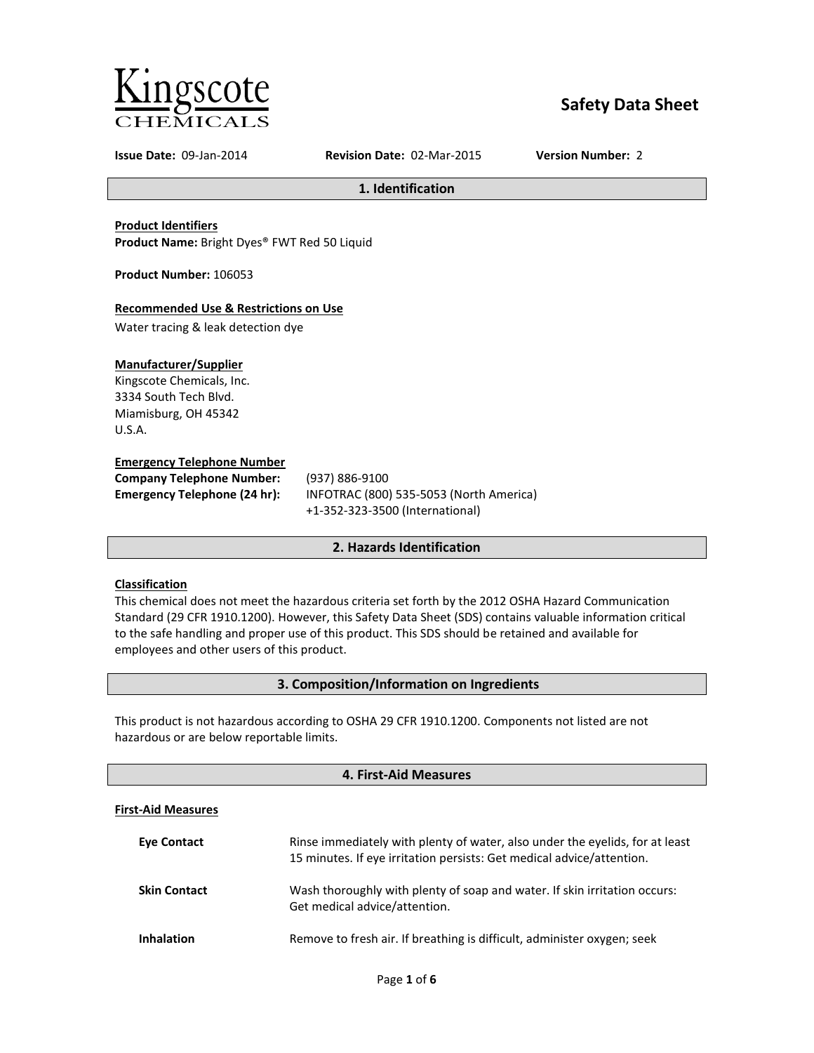Kingscote CHEMICALS

# Safety Data Sheet

**Issue Date:** 09-Jan-2014 **Revision Date:** 02-Mar-2015 **Version Number:** 2

## 1. Identification

**Product Identifiers**
**Product Name:** Bright Dyes® FWT Red 50 Liquid

**Product Number:** 106053

**Recommended Use & Restrictions on Use**
Water tracing & leak detection dye

**Manufacturer/Supplier**
Kingscote Chemicals, Inc.
3334 South Tech Blvd.
Miamisburg, OH 45342
U.S.A.

**Emergency Telephone Number**

| | |
|---|---|
| **Company Telephone Number:** | (937) 886-9100 |
| **Emergency Telephone (24 hr):** | INFOTRAC (800) 535-5053 (North America)<br>+1-352-323-3500 (International) |

## 2. Hazards Identification

**Classification**
This chemical does not meet the hazardous criteria set forth by the 2012 OSHA Hazard Communication Standard (29 CFR 1910.1200). However, this Safety Data Sheet (SDS) contains valuable information critical to the safe handling and proper use of this product. This SDS should be retained and available for employees and other users of this product.

## 3. Composition/Information on Ingredients

This product is not hazardous according to OSHA 29 CFR 1910.1200. Components not listed are not hazardous or are below reportable limits.

## 4. First-Aid Measures

**First-Aid Measures**

| | |
|---|---|
| **Eye Contact** | Rinse immediately with plenty of water, also under the eyelids, for at least 15 minutes. If eye irritation persists: Get medical advice/attention. |
| **Skin Contact** | Wash thoroughly with plenty of soap and water. If skin irritation occurs: Get medical advice/attention. |
| **Inhalation** | Remove to fresh air. If breathing is difficult, administer oxygen; seek |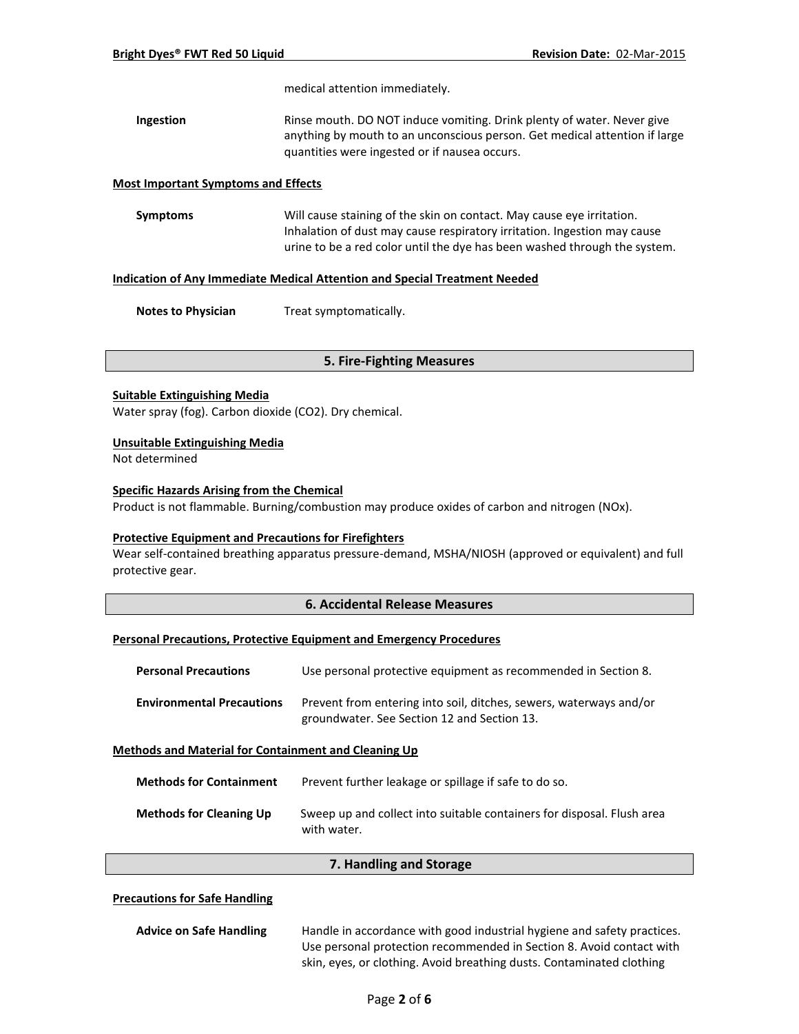medical attention immediately.

**Ingestion** Rinse mouth. DO NOT induce vomiting. Drink plenty of water. Never give anything by mouth to an unconscious person. Get medical attention if large quantities were ingested or if nausea occurs.

**Most Important Symptoms and Effects**

**Symptoms** Will cause staining of the skin on contact. May cause eye irritation. Inhalation of dust may cause respiratory irritation. Ingestion may cause urine to be a red color until the dye has been washed through the system.

**Indication of Any Immediate Medical Attention and Special Treatment Needed**

**Notes to Physician** Treat symptomatically.

## 5. Fire-Fighting Measures

**Suitable Extinguishing Media**
Water spray (fog). Carbon dioxide ($CO_2$). Dry chemical.

**Unsuitable Extinguishing Media**
Not determined

**Specific Hazards Arising from the Chemical**
Product is not flammable. Burning/combustion may produce oxides of carbon and nitrogen ($NO_x$).

**Protective Equipment and Precautions for Firefighters**
Wear self-contained breathing apparatus pressure-demand, MSHA/NIOSH (approved or equivalent) and full protective gear.

## 6. Accidental Release Measures

**Personal Precautions, Protective Equipment and Emergency Procedures**

**Personal Precautions** Use personal protective equipment as recommended in Section 8.

**Environmental Precautions** Prevent from entering into soil, ditches, sewers, waterways and/or groundwater. See Section 12 and Section 13.

**Methods and Material for Containment and Cleaning Up**

**Methods for Containment** Prevent further leakage or spillage if safe to do so.

**Methods for Cleaning Up** Sweep up and collect into suitable containers for disposal. Flush area with water.

## 7. Handling and Storage

**Precautions for Safe Handling**

**Advice on Safe Handling** Handle in accordance with good industrial hygiene and safety practices. Use personal protection recommended in Section 8. Avoid contact with skin, eyes, or clothing. Avoid breathing dusts. Contaminated clothing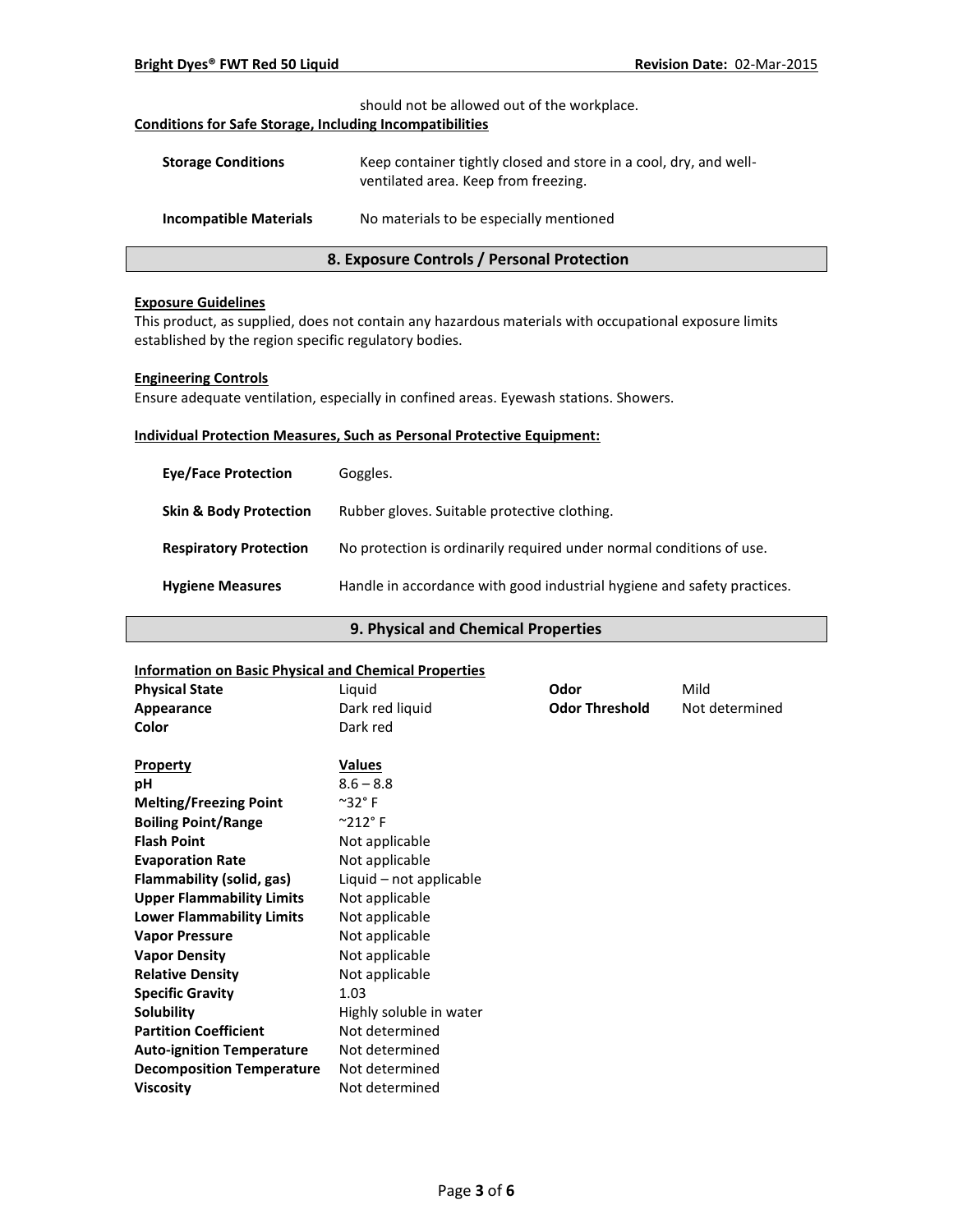should not be allowed out of the workplace.

**Conditions for Safe Storage, Including Incompatibilities**

| | |
|---|---|
| **Storage Conditions** | Keep container tightly closed and store in a cool, dry, and well-ventilated area. Keep from freezing. |
| **Incompatible Materials** | No materials to be especially mentioned |

## 8. Exposure Controls / Personal Protection

**Exposure Guidelines**

This product, as supplied, does not contain any hazardous materials with occupational exposure limits established by the region specific regulatory bodies.

**Engineering Controls**

Ensure adequate ventilation, especially in confined areas. Eyewash stations. Showers.

**Individual Protection Measures, Such as Personal Protective Equipment:**

| | |
|---|---|
| **Eye/Face Protection** | Goggles. |
| **Skin & Body Protection** | Rubber gloves. Suitable protective clothing. |
| **Respiratory Protection** | No protection is ordinarily required under normal conditions of use. |
| **Hygiene Measures** | Handle in accordance with good industrial hygiene and safety practices. |

## 9. Physical and Chemical Properties

**Information on Basic Physical and Chemical Properties**

| | | | |
|---|---|---|---|
| **Physical State** | Liquid | **Odor** | Mild |
| **Appearance** | Dark red liquid | **Odor Threshold** | Not determined |
| **Color** | Dark red | | |

| **Property** | **Values** |
|---|---|
| **pH** | 8.6 – 8.8 |
| **Melting/Freezing Point** | ~32° F |
| **Boiling Point/Range** | ~212° F |
| **Flash Point** | Not applicable |
| **Evaporation Rate** | Not applicable |
| **Flammability (solid, gas)** | Liquid – not applicable |
| **Upper Flammability Limits** | Not applicable |
| **Lower Flammability Limits** | Not applicable |
| **Vapor Pressure** | Not applicable |
| **Vapor Density** | Not applicable |
| **Relative Density** | Not applicable |
| **Specific Gravity** | 1.03 |
| **Solubility** | Highly soluble in water |
| **Partition Coefficient** | Not determined |
| **Auto-ignition Temperature** | Not determined |
| **Decomposition Temperature** | Not determined |
| **Viscosity** | Not determined |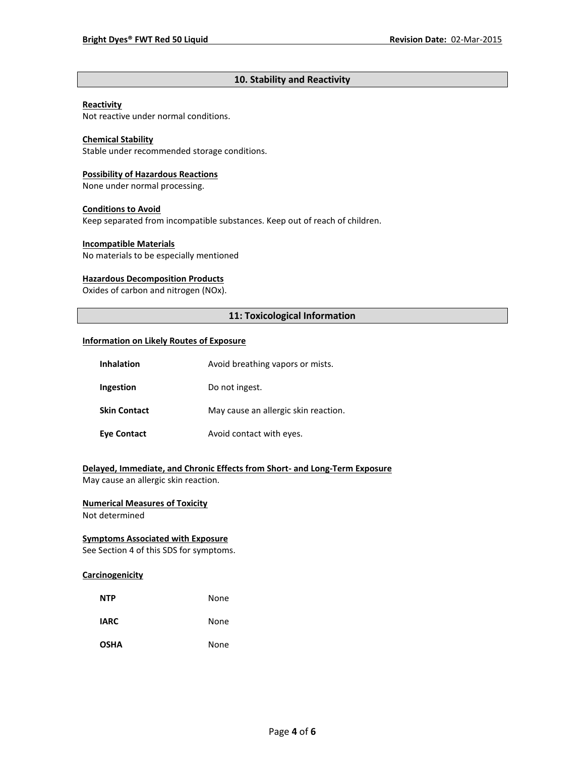## 10. Stability and Reactivity

**Reactivity**
Not reactive under normal conditions.

**Chemical Stability**
Stable under recommended storage conditions.

**Possibility of Hazardous Reactions**
None under normal processing.

**Conditions to Avoid**
Keep separated from incompatible substances. Keep out of reach of children.

**Incompatible Materials**
No materials to be especially mentioned

**Hazardous Decomposition Products**
Oxides of carbon and nitrogen (NOx).

## 11: Toxicological Information

**Information on Likely Routes of Exposure**

| | |
|---|---|
| **Inhalation** | Avoid breathing vapors or mists. |
| **Ingestion** | Do not ingest. |
| **Skin Contact** | May cause an allergic skin reaction. |
| **Eye Contact** | Avoid contact with eyes. |

**Delayed, Immediate, and Chronic Effects from Short- and Long-Term Exposure**
May cause an allergic skin reaction.

**Numerical Measures of Toxicity**
Not determined

**Symptoms Associated with Exposure**
See Section 4 of this SDS for symptoms.

**Carcinogenicity**

| | |
|---|---|
| **NTP** | None |
| **IARC** | None |
| **OSHA** | None |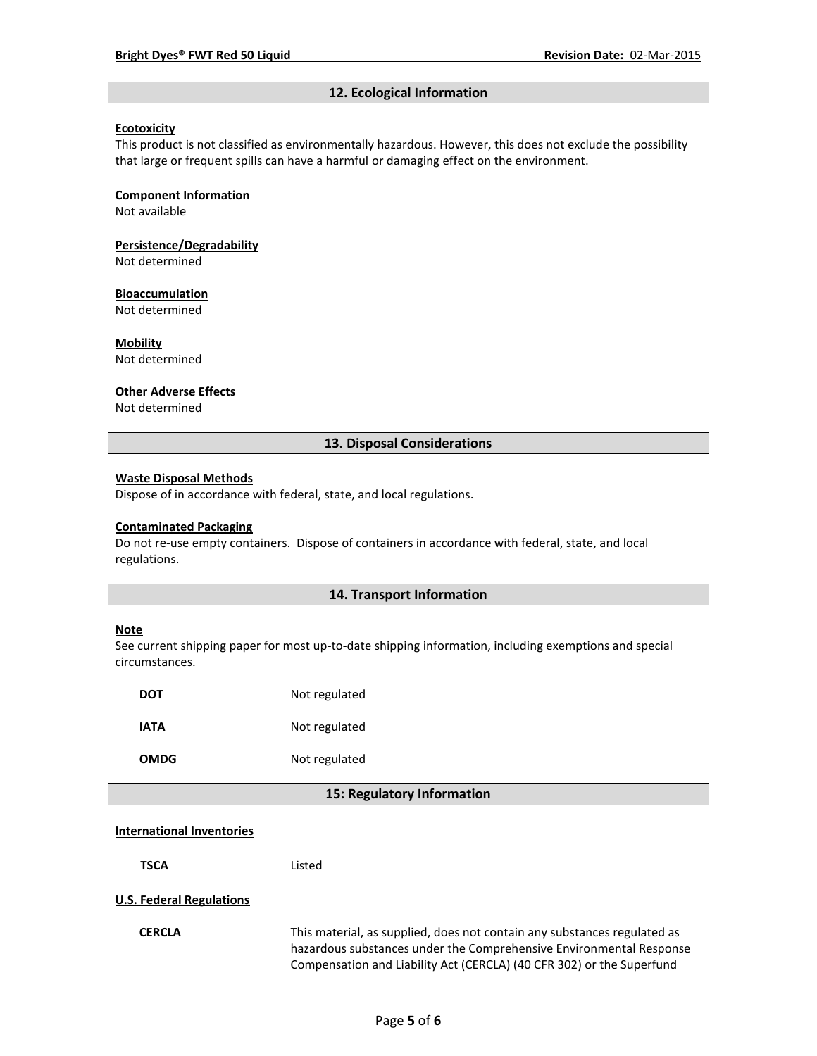## 12. Ecological Information

**Ecotoxicity**

This product is not classified as environmentally hazardous. However, this does not exclude the possibility that large or frequent spills can have a harmful or damaging effect on the environment.

**Component Information**

Not available

**Persistence/Degradability**

Not determined

**Bioaccumulation**

Not determined

**Mobility**

Not determined

**Other Adverse Effects**

Not determined

## 13. Disposal Considerations

**Waste Disposal Methods**

Dispose of in accordance with federal, state, and local regulations.

**Contaminated Packaging**

Do not re-use empty containers. Dispose of containers in accordance with federal, state, and local regulations.

## 14. Transport Information

**Note**

See current shipping paper for most up-to-date shipping information, including exemptions and special circumstances.

| | |
|---|---|
| **DOT** | Not regulated |
| **IATA** | Not regulated |
| **OMDG** | Not regulated |

## 15: Regulatory Information

**International Inventories**

| | |
|---|---|
| **TSCA** | Listed |

**U.S. Federal Regulations**

| | |
|---|---|
| **CERCLA** | This material, as supplied, does not contain any substances regulated as hazardous substances under the Comprehensive Environmental Response Compensation and Liability Act (CERCLA) (40 CFR 302) or the Superfund |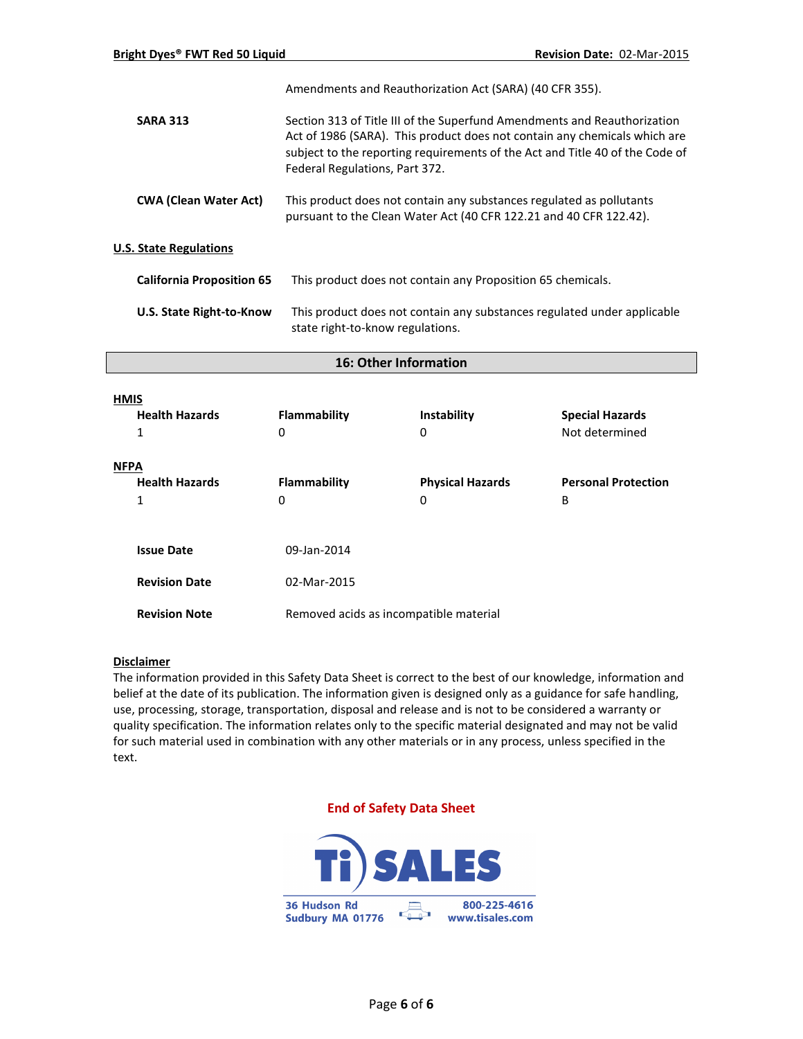Amendments and Reauthorization Act (SARA) (40 CFR 355).

| | |
|---|---|
| **SARA 313** | Section 313 of Title III of the Superfund Amendments and Reauthorization Act of 1986 (SARA). This product does not contain any chemicals which are subject to the reporting requirements of the Act and Title 40 of the Code of Federal Regulations, Part 372. |
| **CWA (Clean Water Act)** | This product does not contain any substances regulated as pollutants pursuant to the Clean Water Act (40 CFR 122.21 and 40 CFR 122.42). |

**U.S. State Regulations**

| | |
|---|---|
| **California Proposition 65** | This product does not contain any Proposition 65 chemicals. |
| **U.S. State Right-to-Know** | This product does not contain any substances regulated under applicable state right-to-know regulations. |

## 16: Other Information

**HMIS**

| Health Hazards | Flammability | Instability | Special Hazards |
|---|---|---|---|
| 1 | 0 | 0 | Not determined |

**NFPA**

| Health Hazards | Flammability | Physical Hazards | Personal Protection |
|---|---|---|---|
| 1 | 0 | 0 | B |

| | |
|---|---|
| **Issue Date** | 09-Jan-2014 |
| **Revision Date** | 02-Mar-2015 |
| **Revision Note** | Removed acids as incompatible material |

**Disclaimer**

The information provided in this Safety Data Sheet is correct to the best of our knowledge, information and belief at the date of its publication. The information given is designed only as a guidance for safe handling, use, processing, storage, transportation, disposal and release and is not to be considered a warranty or quality specification. The information relates only to the specific material designated and may not be valid for such material used in combination with any other materials or in any process, unless specified in the text.

**End of Safety Data Sheet**

Ti SALES

36 Hudson Rd
Sudbury MA 01776

800-225-4616
www.tisales.com